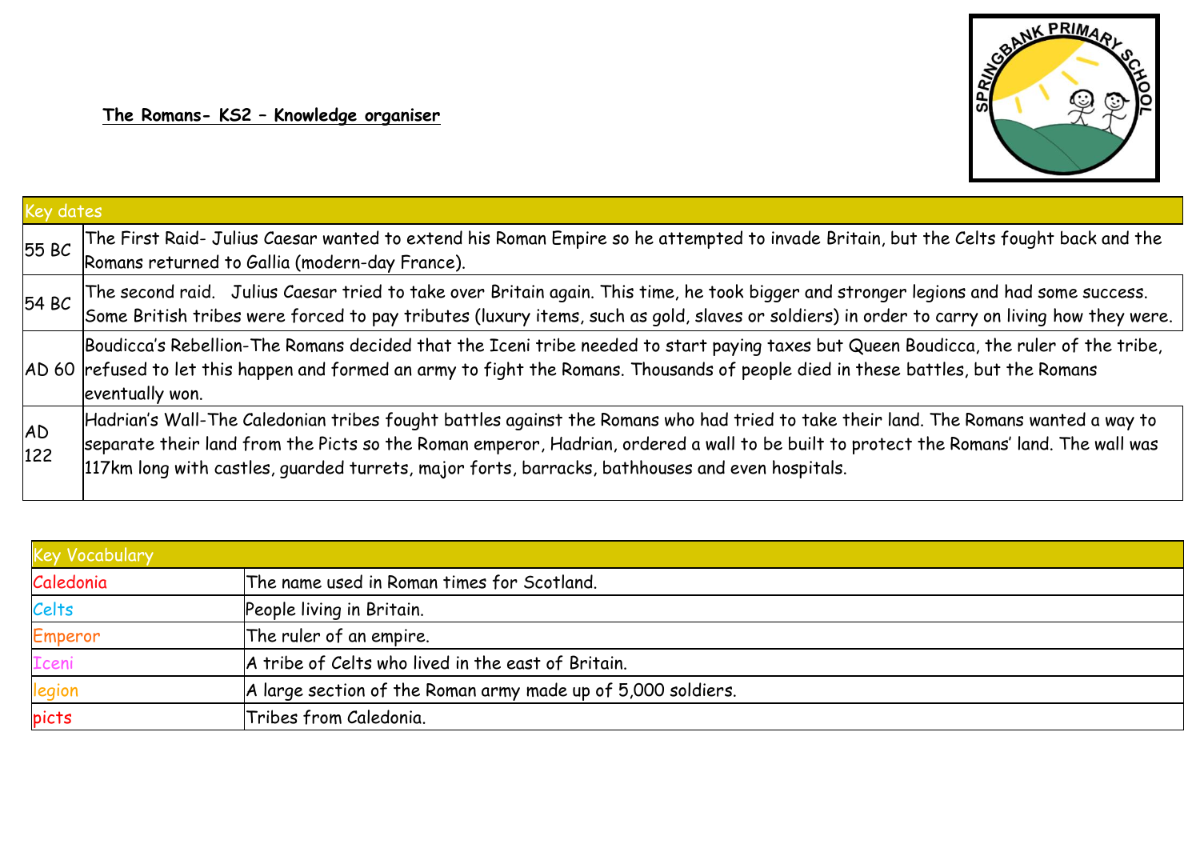**The Romans- KS2 – Knowledge organiser**

| Key dates | |
|---|---|
| 55 BC | The First Raid- Julius Caesar wanted to extend his Roman Empire so he attempted to invade Britain, but the Celts fought back and the Romans returned to Gallia (modern-day France). |
| 54 BC | The second raid. Julius Caesar tried to take over Britain again. This time, he took bigger and stronger legions and had some success. Some British tribes were forced to pay tributes (luxury items, such as gold, slaves or soldiers) in order to carry on living how they were. |
| AD 60 | Boudicca's Rebellion-The Romans decided that the Iceni tribe needed to start paying taxes but Queen Boudicca, the ruler of the tribe, refused to let this happen and formed an army to fight the Romans. Thousands of people died in these battles, but the Romans eventually won. |
| AD 122 | Hadrian's Wall-The Caledonian tribes fought battles against the Romans who had tried to take their land. The Romans wanted a way to separate their land from the Picts so the Roman emperor, Hadrian, ordered a wall to be built to protect the Romans' land. The wall was 117km long with castles, guarded turrets, major forts, barracks, bathhouses and even hospitals. |

| Key Vocabulary | |
|---|---|
| Caledonia | The name used in Roman times for Scotland. |
| Celts | People living in Britain. |
| Emperor | The ruler of an empire. |
| Iceni | A tribe of Celts who lived in the east of Britain. |
| legion | A large section of the Roman army made up of 5,000 soldiers. |
| picts | Tribes from Caledonia. |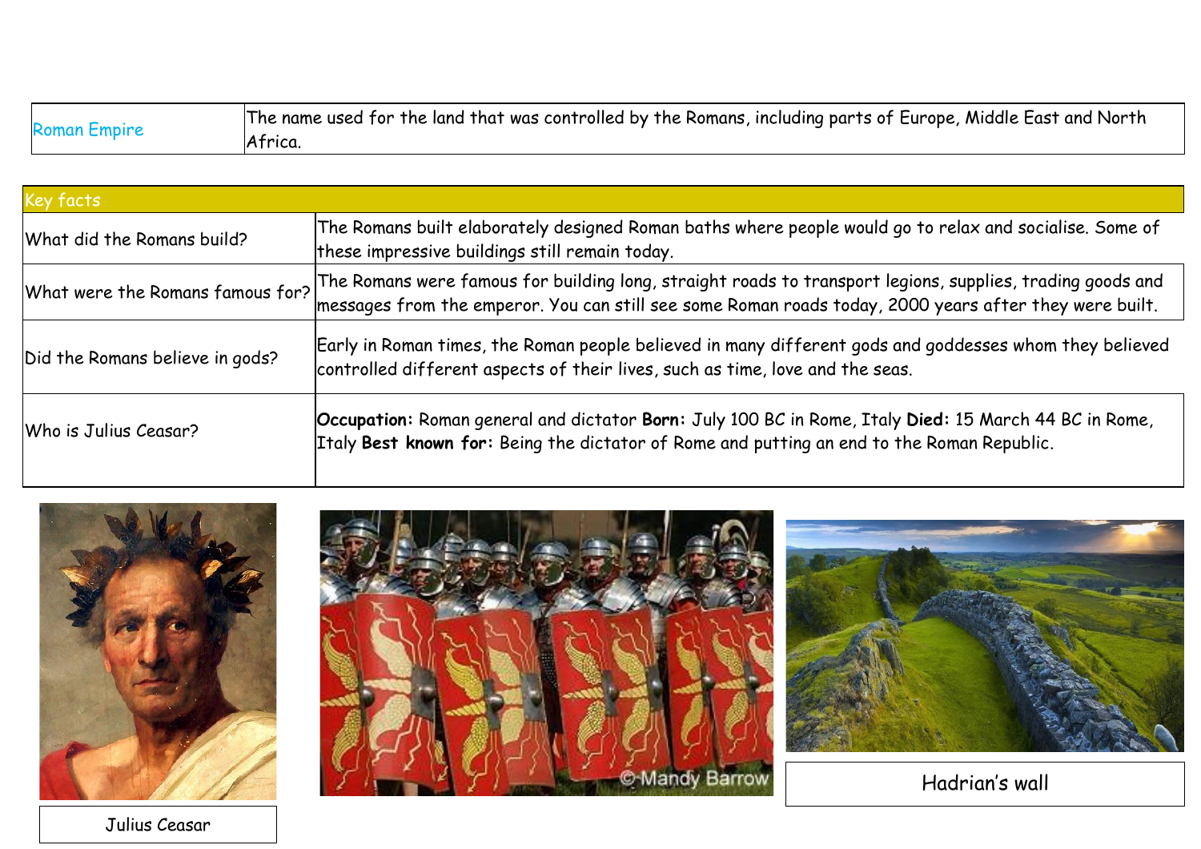| | |
|---|---|
| Roman Empire | The name used for the land that was controlled by the Romans, including parts of Europe, Middle East and North Africa. |

| Key facts | |
|---|---|
| What did the Romans build? | The Romans built elaborately designed Roman baths where people would go to relax and socialise. Some of these impressive buildings still remain today. |
| What were the Romans famous for? | The Romans were famous for building long, straight roads to transport legions, supplies, trading goods and messages from the emperor. You can still see some Roman roads today, 2000 years after they were built. |
| Did the Romans believe in gods? | Early in Roman times, the Roman people believed in many different gods and goddesses whom they believed controlled different aspects of their lives, such as time, love and the seas. |
| Who is Julius Ceasar? | **Occupation:** Roman general and dictator **Born:** July 100 BC in Rome, Italy **Died:** 15 March 44 BC in Rome, Italy **Best known for:** Being the dictator of Rome and putting an end to the Roman Republic. |

Julius Ceasar

Hadrian's wall